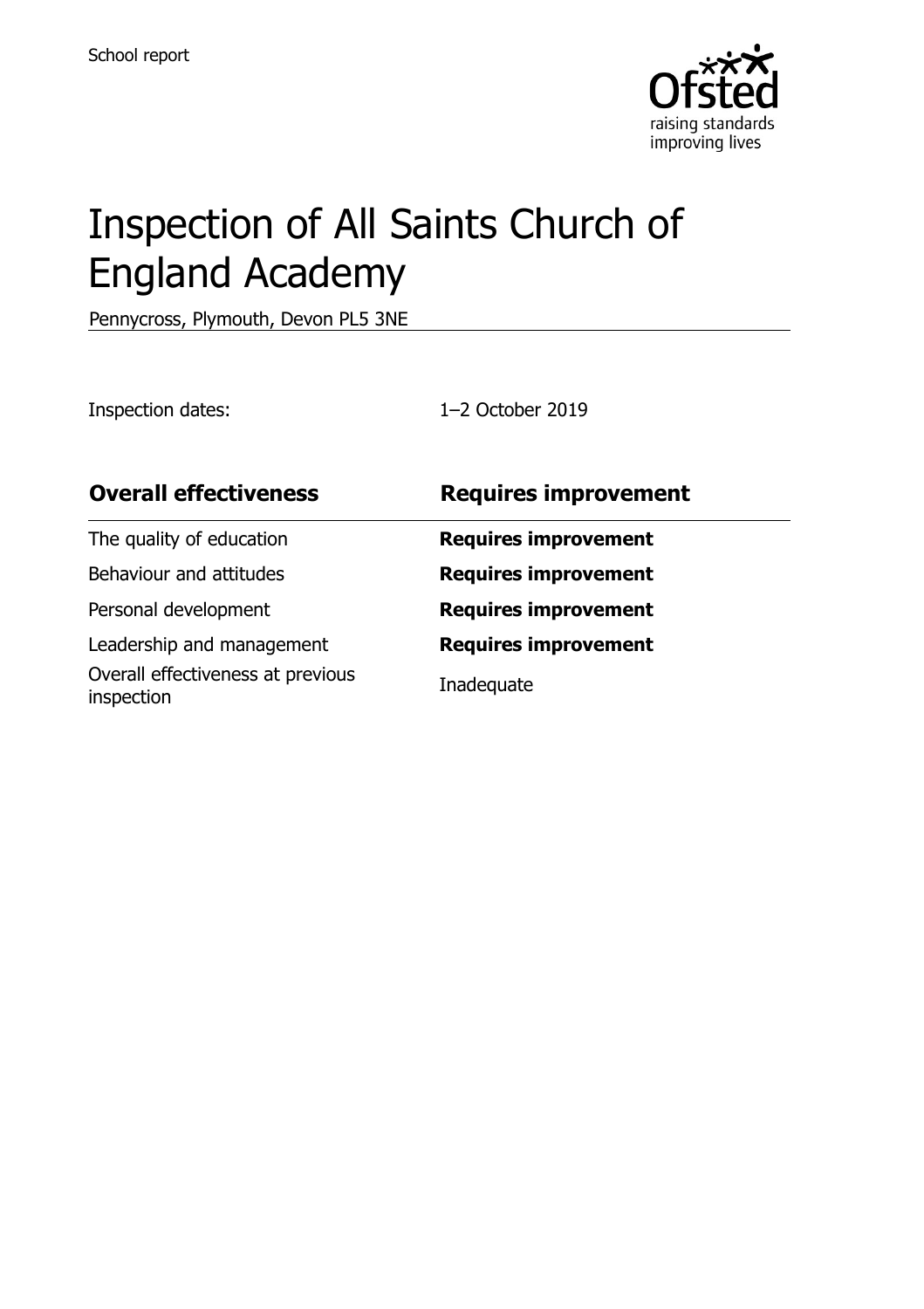School report

# Inspection of All Saints Church of England Academy

Pennycross, Plymouth, Devon PL5 3NE

Inspection dates: 1–2 October 2019

| **Overall effectiveness** | **Requires improvement** |
| --- | --- |
| The quality of education | **Requires improvement** |
| Behaviour and attitudes | **Requires improvement** |
| Personal development | **Requires improvement** |
| Leadership and management | **Requires improvement** |
| Overall effectiveness at previous inspection | Inadequate |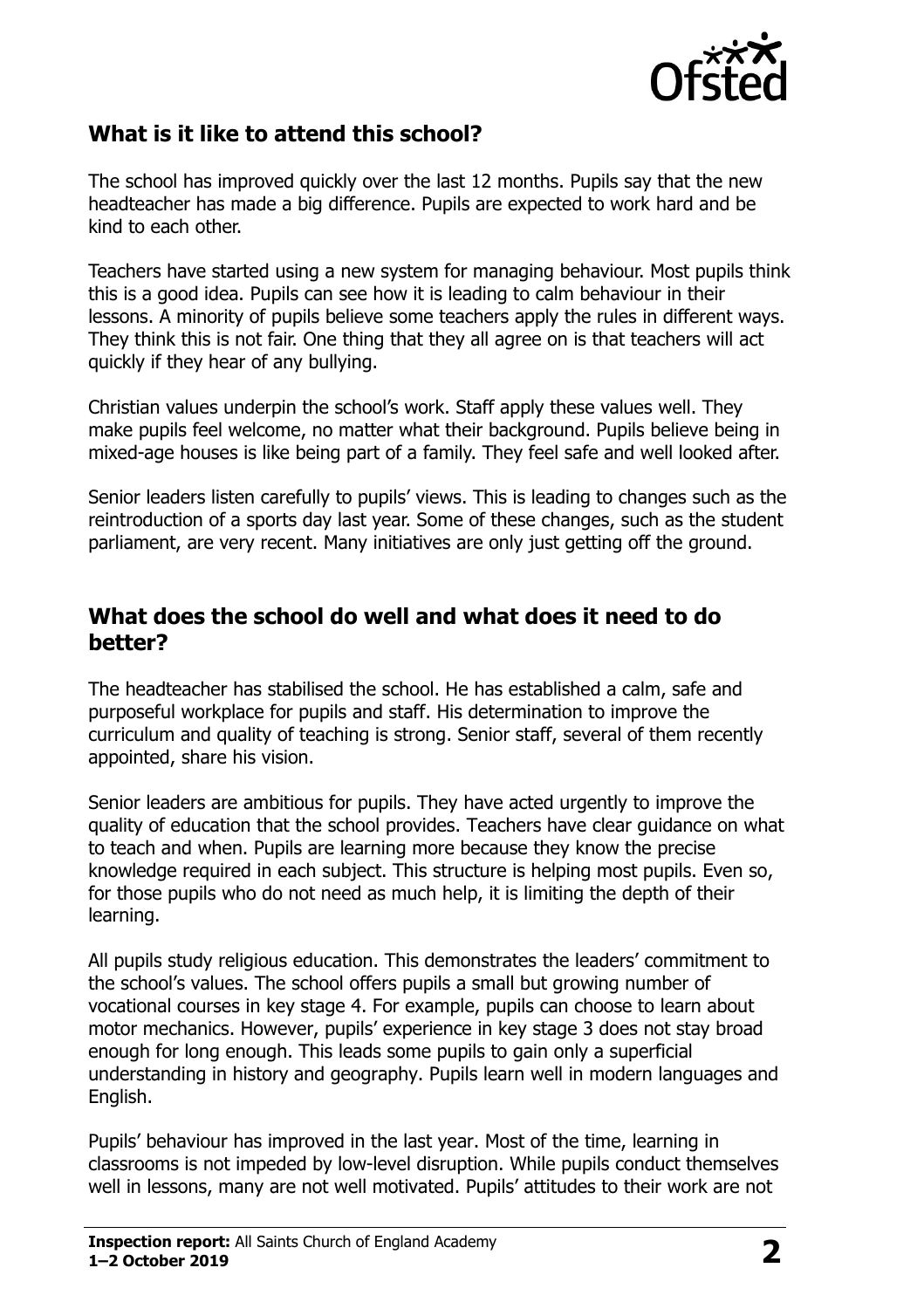## What is it like to attend this school?

The school has improved quickly over the last 12 months. Pupils say that the new headteacher has made a big difference. Pupils are expected to work hard and be kind to each other.

Teachers have started using a new system for managing behaviour. Most pupils think this is a good idea. Pupils can see how it is leading to calm behaviour in their lessons. A minority of pupils believe some teachers apply the rules in different ways. They think this is not fair. One thing that they all agree on is that teachers will act quickly if they hear of any bullying.

Christian values underpin the school's work. Staff apply these values well. They make pupils feel welcome, no matter what their background. Pupils believe being in mixed-age houses is like being part of a family. They feel safe and well looked after.

Senior leaders listen carefully to pupils' views. This is leading to changes such as the reintroduction of a sports day last year. Some of these changes, such as the student parliament, are very recent. Many initiatives are only just getting off the ground.

## What does the school do well and what does it need to do better?

The headteacher has stabilised the school. He has established a calm, safe and purposeful workplace for pupils and staff. His determination to improve the curriculum and quality of teaching is strong. Senior staff, several of them recently appointed, share his vision.

Senior leaders are ambitious for pupils. They have acted urgently to improve the quality of education that the school provides. Teachers have clear guidance on what to teach and when. Pupils are learning more because they know the precise knowledge required in each subject. This structure is helping most pupils. Even so, for those pupils who do not need as much help, it is limiting the depth of their learning.

All pupils study religious education. This demonstrates the leaders' commitment to the school's values. The school offers pupils a small but growing number of vocational courses in key stage 4. For example, pupils can choose to learn about motor mechanics. However, pupils' experience in key stage 3 does not stay broad enough for long enough. This leads some pupils to gain only a superficial understanding in history and geography. Pupils learn well in modern languages and English.

Pupils' behaviour has improved in the last year. Most of the time, learning in classrooms is not impeded by low-level disruption. While pupils conduct themselves well in lessons, many are not well motivated. Pupils' attitudes to their work are not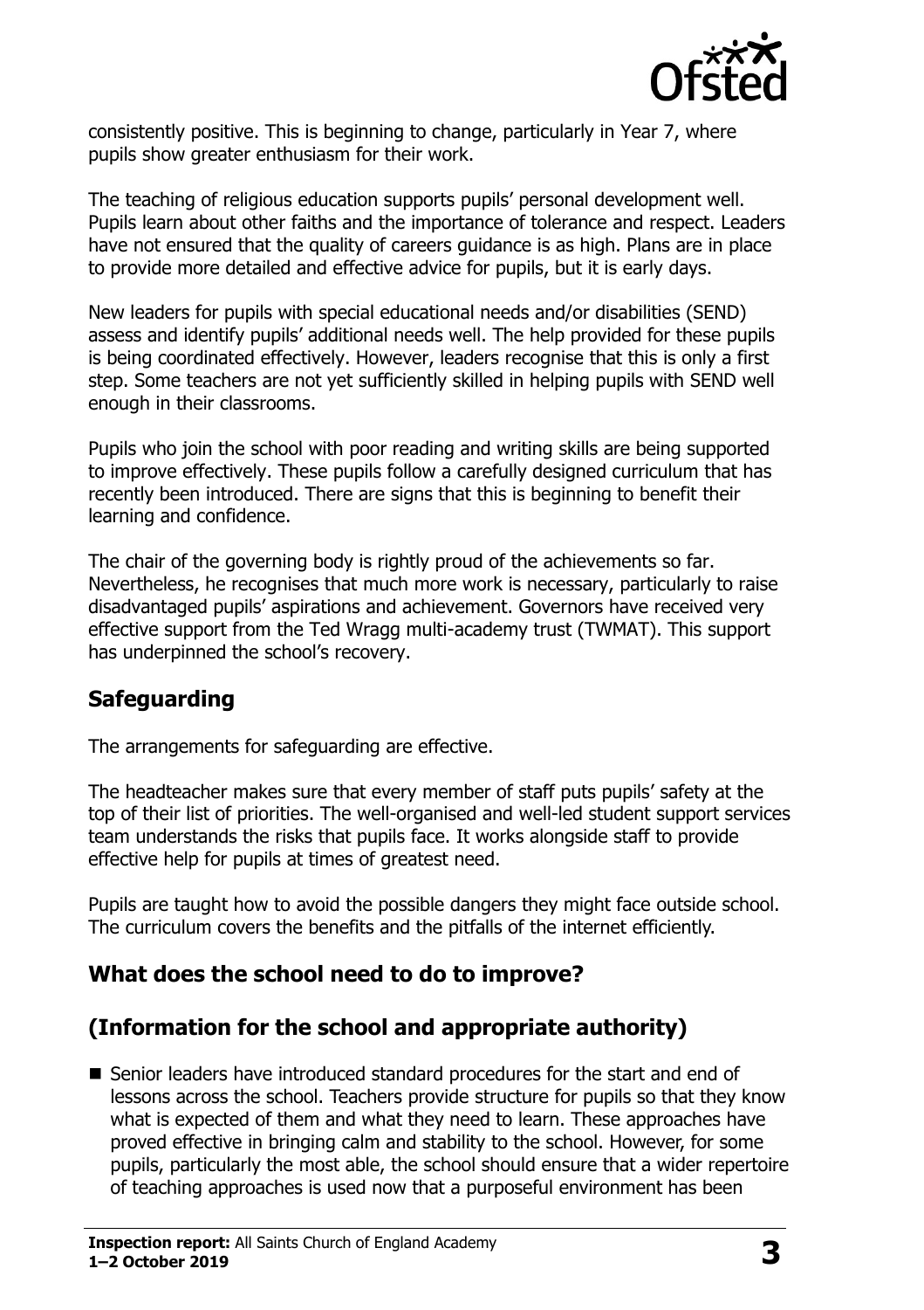consistently positive. This is beginning to change, particularly in Year 7, where pupils show greater enthusiasm for their work.

The teaching of religious education supports pupils' personal development well. Pupils learn about other faiths and the importance of tolerance and respect. Leaders have not ensured that the quality of careers guidance is as high. Plans are in place to provide more detailed and effective advice for pupils, but it is early days.

New leaders for pupils with special educational needs and/or disabilities (SEND) assess and identify pupils' additional needs well. The help provided for these pupils is being coordinated effectively. However, leaders recognise that this is only a first step. Some teachers are not yet sufficiently skilled in helping pupils with SEND well enough in their classrooms.

Pupils who join the school with poor reading and writing skills are being supported to improve effectively. These pupils follow a carefully designed curriculum that has recently been introduced. There are signs that this is beginning to benefit their learning and confidence.

The chair of the governing body is rightly proud of the achievements so far. Nevertheless, he recognises that much more work is necessary, particularly to raise disadvantaged pupils' aspirations and achievement. Governors have received very effective support from the Ted Wragg multi-academy trust (TWMAT). This support has underpinned the school's recovery.

## Safeguarding

The arrangements for safeguarding are effective.

The headteacher makes sure that every member of staff puts pupils' safety at the top of their list of priorities. The well-organised and well-led student support services team understands the risks that pupils face. It works alongside staff to provide effective help for pupils at times of greatest need.

Pupils are taught how to avoid the possible dangers they might face outside school. The curriculum covers the benefits and the pitfalls of the internet efficiently.

## What does the school need to do to improve?

## (Information for the school and appropriate authority)

- Senior leaders have introduced standard procedures for the start and end of lessons across the school. Teachers provide structure for pupils so that they know what is expected of them and what they need to learn. These approaches have proved effective in bringing calm and stability to the school. However, for some pupils, particularly the most able, the school should ensure that a wider repertoire of teaching approaches is used now that a purposeful environment has been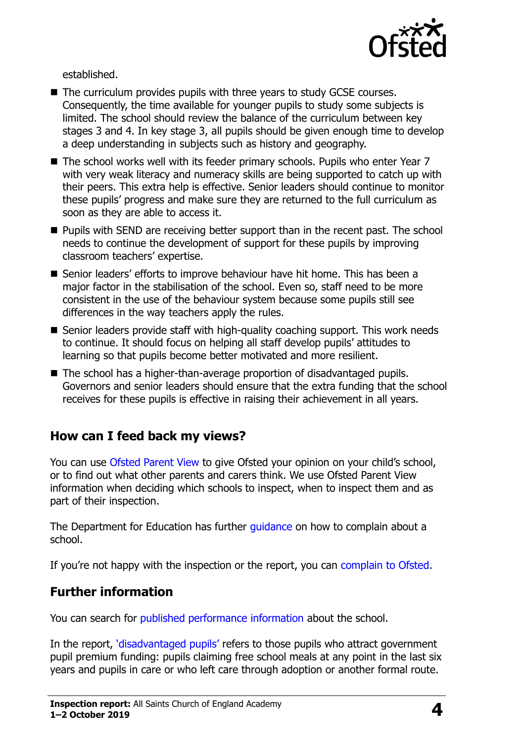established.

- The curriculum provides pupils with three years to study GCSE courses. Consequently, the time available for younger pupils to study some subjects is limited. The school should review the balance of the curriculum between key stages 3 and 4. In key stage 3, all pupils should be given enough time to develop a deep understanding in subjects such as history and geography.
- The school works well with its feeder primary schools. Pupils who enter Year 7 with very weak literacy and numeracy skills are being supported to catch up with their peers. This extra help is effective. Senior leaders should continue to monitor these pupils' progress and make sure they are returned to the full curriculum as soon as they are able to access it.
- Pupils with SEND are receiving better support than in the recent past. The school needs to continue the development of support for these pupils by improving classroom teachers' expertise.
- Senior leaders' efforts to improve behaviour have hit home. This has been a major factor in the stabilisation of the school. Even so, staff need to be more consistent in the use of the behaviour system because some pupils still see differences in the way teachers apply the rules.
- Senior leaders provide staff with high-quality coaching support. This work needs to continue. It should focus on helping all staff develop pupils' attitudes to learning so that pupils become better motivated and more resilient.
- The school has a higher-than-average proportion of disadvantaged pupils. Governors and senior leaders should ensure that the extra funding that the school receives for these pupils is effective in raising their achievement in all years.

## How can I feed back my views?

You can use Ofsted Parent View to give Ofsted your opinion on your child's school, or to find out what other parents and carers think. We use Ofsted Parent View information when deciding which schools to inspect, when to inspect them and as part of their inspection.

The Department for Education has further guidance on how to complain about a school.

If you're not happy with the inspection or the report, you can complain to Ofsted.

## Further information

You can search for published performance information about the school.

In the report, 'disadvantaged pupils' refers to those pupils who attract government pupil premium funding: pupils claiming free school meals at any point in the last six years and pupils in care or who left care through adoption or another formal route.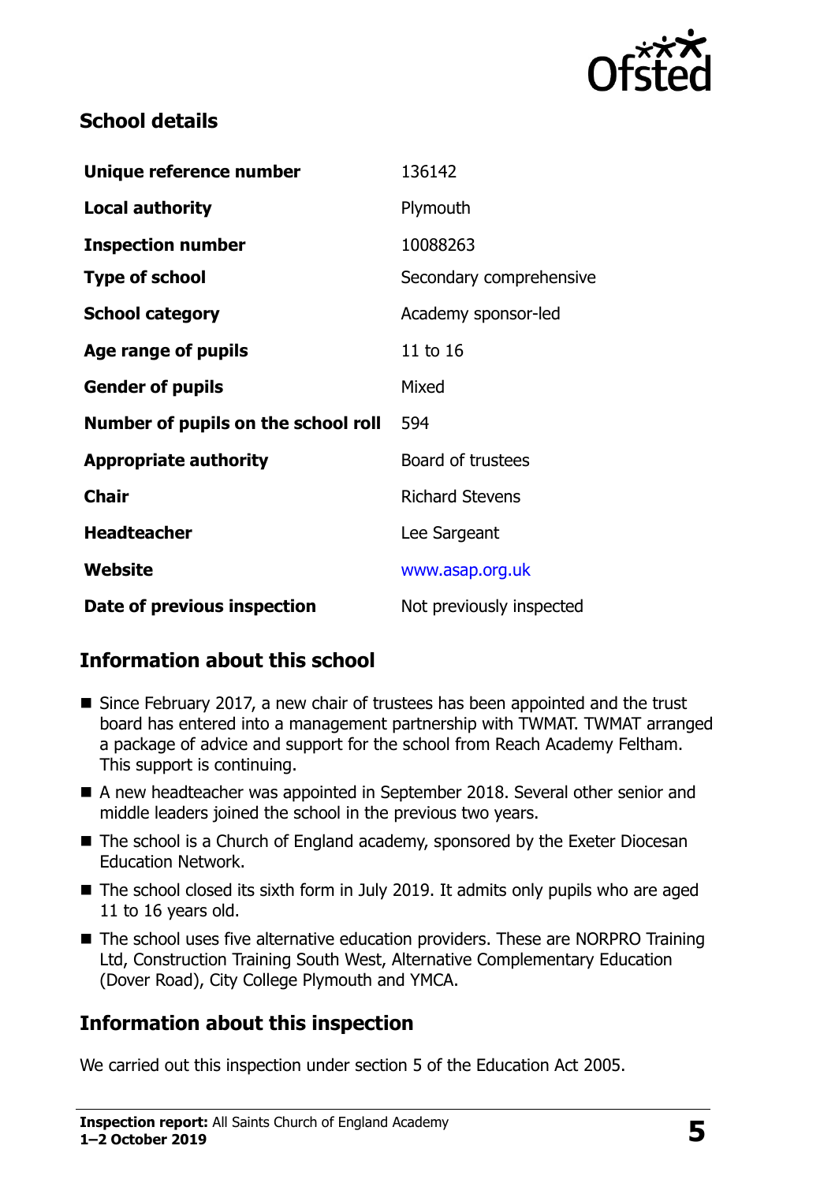## School details

| | |
|---|---|
| **Unique reference number** | 136142 |
| **Local authority** | Plymouth |
| **Inspection number** | 10088263 |
| **Type of school** | Secondary comprehensive |
| **School category** | Academy sponsor-led |
| **Age range of pupils** | 11 to 16 |
| **Gender of pupils** | Mixed |
| **Number of pupils on the school roll** | 594 |
| **Appropriate authority** | Board of trustees |
| **Chair** | Richard Stevens |
| **Headteacher** | Lee Sargeant |
| **Website** | www.asap.org.uk |
| **Date of previous inspection** | Not previously inspected |

## Information about this school

- Since February 2017, a new chair of trustees has been appointed and the trust board has entered into a management partnership with TWMAT. TWMAT arranged a package of advice and support for the school from Reach Academy Feltham. This support is continuing.
- A new headteacher was appointed in September 2018. Several other senior and middle leaders joined the school in the previous two years.
- The school is a Church of England academy, sponsored by the Exeter Diocesan Education Network.
- The school closed its sixth form in July 2019. It admits only pupils who are aged 11 to 16 years old.
- The school uses five alternative education providers. These are NORPRO Training Ltd, Construction Training South West, Alternative Complementary Education (Dover Road), City College Plymouth and YMCA.

## Information about this inspection

We carried out this inspection under section 5 of the Education Act 2005.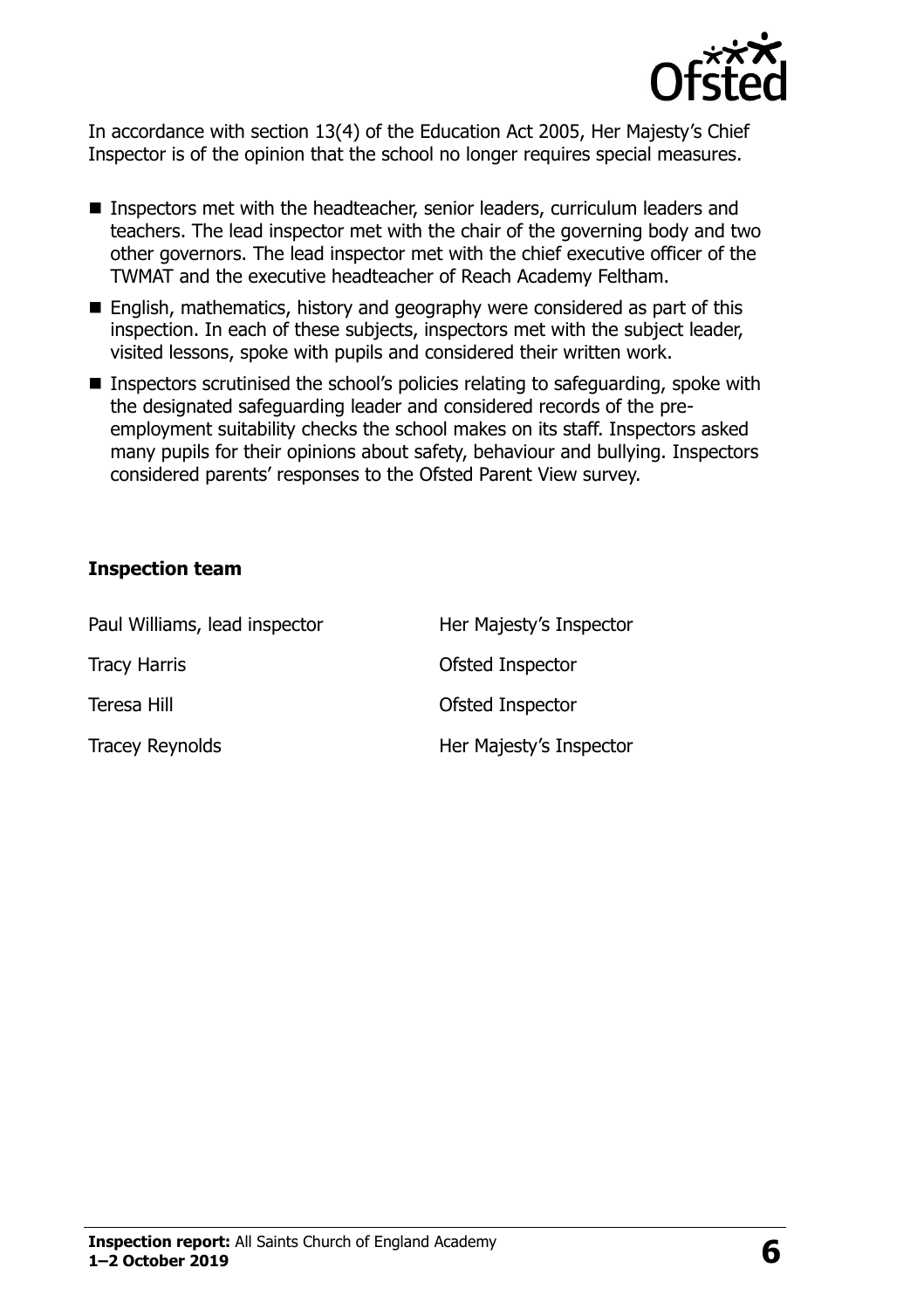In accordance with section 13(4) of the Education Act 2005, Her Majesty's Chief Inspector is of the opinion that the school no longer requires special measures.

- Inspectors met with the headteacher, senior leaders, curriculum leaders and teachers. The lead inspector met with the chair of the governing body and two other governors. The lead inspector met with the chief executive officer of the TWMAT and the executive headteacher of Reach Academy Feltham.
- English, mathematics, history and geography were considered as part of this inspection. In each of these subjects, inspectors met with the subject leader, visited lessons, spoke with pupils and considered their written work.
- Inspectors scrutinised the school's policies relating to safeguarding, spoke with the designated safeguarding leader and considered records of the pre-employment suitability checks the school makes on its staff. Inspectors asked many pupils for their opinions about safety, behaviour and bullying. Inspectors considered parents' responses to the Ofsted Parent View survey.

### Inspection team

| | |
|---|---|
| Paul Williams, lead inspector | Her Majesty's Inspector |
| Tracy Harris | Ofsted Inspector |
| Teresa Hill | Ofsted Inspector |
| Tracey Reynolds | Her Majesty's Inspector |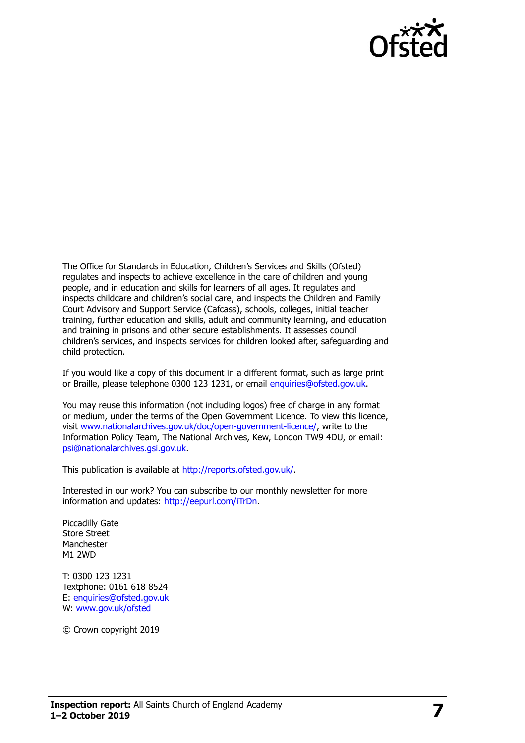The Office for Standards in Education, Children's Services and Skills (Ofsted) regulates and inspects to achieve excellence in the care of children and young people, and in education and skills for learners of all ages. It regulates and inspects childcare and children's social care, and inspects the Children and Family Court Advisory and Support Service (Cafcass), schools, colleges, initial teacher training, further education and skills, adult and community learning, and education and training in prisons and other secure establishments. It assesses council children's services, and inspects services for children looked after, safeguarding and child protection.

If you would like a copy of this document in a different format, such as large print or Braille, please telephone 0300 123 1231, or email enquiries@ofsted.gov.uk.

You may reuse this information (not including logos) free of charge in any format or medium, under the terms of the Open Government Licence. To view this licence, visit www.nationalarchives.gov.uk/doc/open-government-licence/, write to the Information Policy Team, The National Archives, Kew, London TW9 4DU, or email: psi@nationalarchives.gsi.gov.uk.

This publication is available at http://reports.ofsted.gov.uk/.

Interested in our work? You can subscribe to our monthly newsletter for more information and updates: http://eepurl.com/iTrDn.

Piccadilly Gate
Store Street
Manchester
M1 2WD

T: 0300 123 1231
Textphone: 0161 618 8524
E: enquiries@ofsted.gov.uk
W: www.gov.uk/ofsted

© Crown copyright 2019